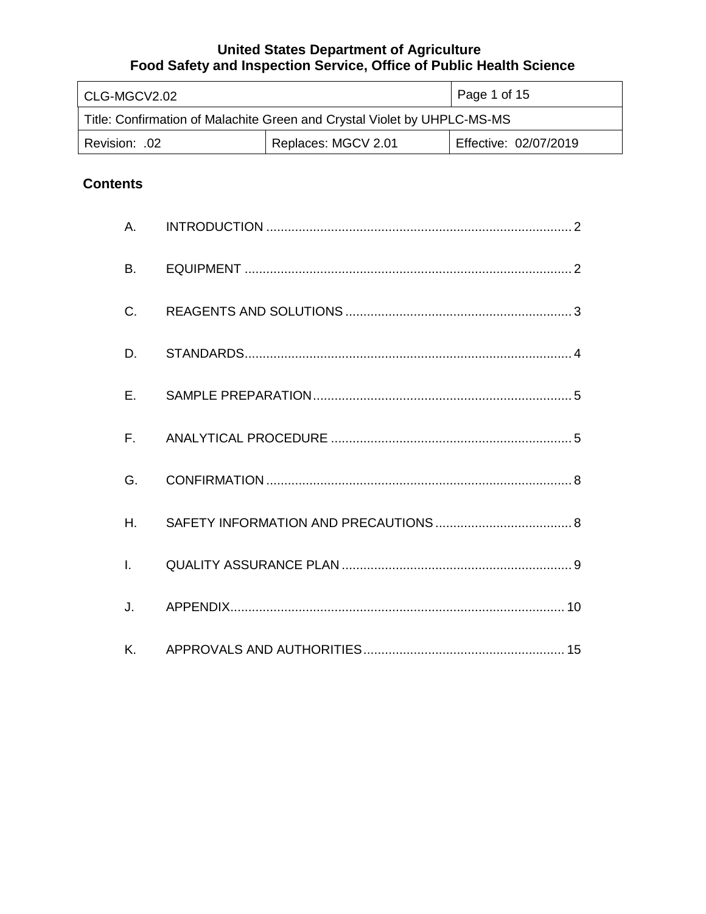**United States Department of Agriculture**
**Food Safety and Inspection Service, Office of Public Health Science**

| CLG-MGCV2.02 | | Page 1 of 15 |
|---|---|---|
| Title: Confirmation of Malachite Green and Crystal Violet by UHPLC-MS-MS | | |
| Revision: .02 | Replaces: MGCV 2.01 | Effective: 02/07/2019 |

## Contents

A. INTRODUCTION ..... 2

B. EQUIPMENT ..... 2

C. REAGENTS AND SOLUTIONS ..... 3

D. STANDARDS ..... 4

E. SAMPLE PREPARATION ..... 5

F. ANALYTICAL PROCEDURE ..... 5

G. CONFIRMATION ..... 8

H. SAFETY INFORMATION AND PRECAUTIONS ..... 8

I. QUALITY ASSURANCE PLAN ..... 9

J. APPENDIX ..... 10

K. APPROVALS AND AUTHORITIES ..... 15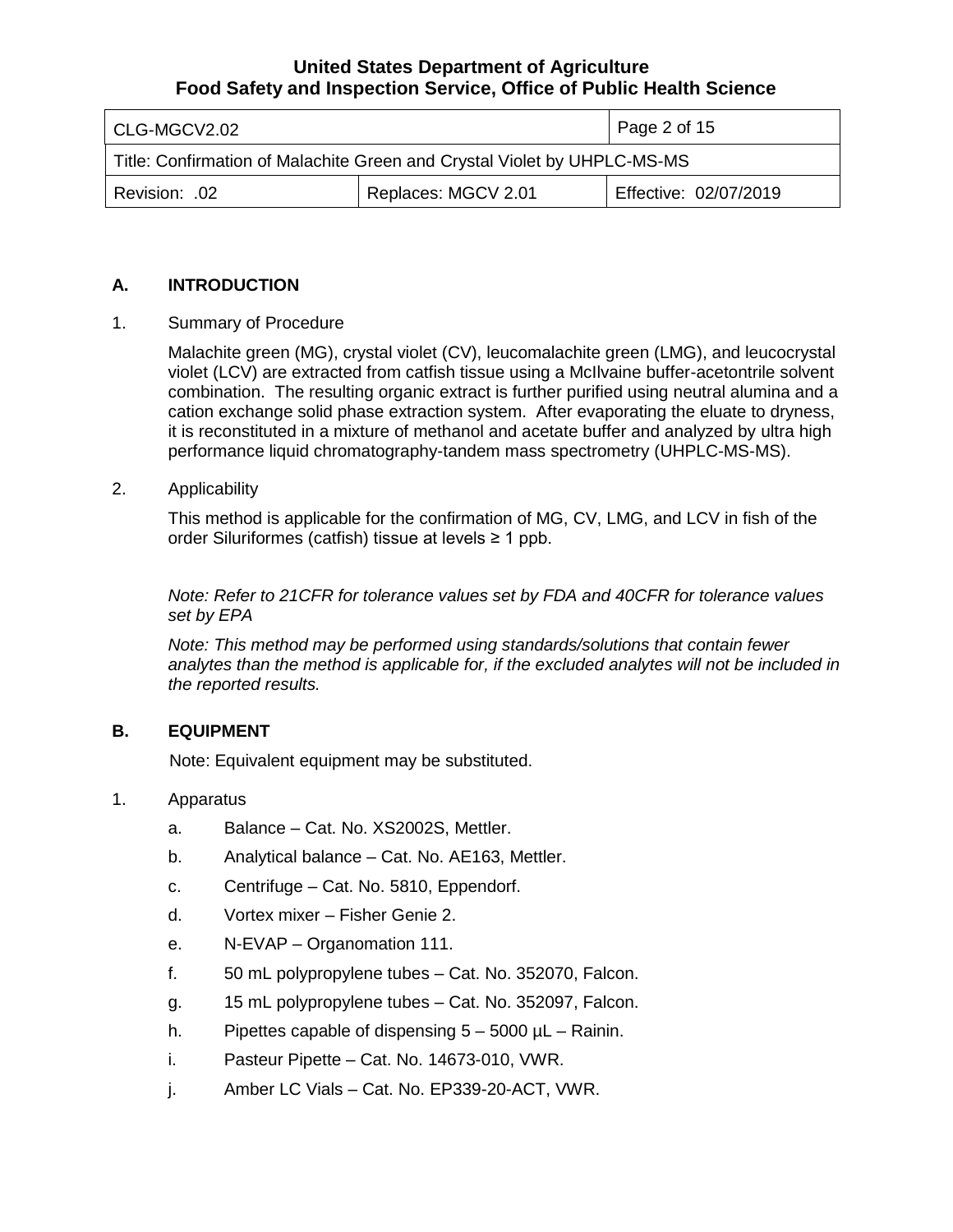## A. INTRODUCTION

1. Summary of Procedure

   Malachite green (MG), crystal violet (CV), leucomalachite green (LMG), and leucocrystal violet (LCV) are extracted from catfish tissue using a McIlvaine buffer-acetontrile solvent combination. The resulting organic extract is further purified using neutral alumina and a cation exchange solid phase extraction system. After evaporating the eluate to dryness, it is reconstituted in a mixture of methanol and acetate buffer and analyzed by ultra high performance liquid chromatography-tandem mass spectrometry (UHPLC-MS-MS).

2. Applicability

   This method is applicable for the confirmation of MG, CV, LMG, and LCV in fish of the order Siluriformes (catfish) tissue at levels ≥ 1 ppb.

   *Note: Refer to 21CFR for tolerance values set by FDA and 40CFR for tolerance values set by EPA*

   *Note: This method may be performed using standards/solutions that contain fewer analytes than the method is applicable for, if the excluded analytes will not be included in the reported results.*

## B. EQUIPMENT

Note: Equivalent equipment may be substituted.

1. Apparatus

   a. Balance – Cat. No. XS2002S, Mettler.

   b. Analytical balance – Cat. No. AE163, Mettler.

   c. Centrifuge – Cat. No. 5810, Eppendorf.

   d. Vortex mixer – Fisher Genie 2.

   e. N-EVAP – Organomation 111.

   f. 50 mL polypropylene tubes – Cat. No. 352070, Falcon.

   g. 15 mL polypropylene tubes – Cat. No. 352097, Falcon.

   h. Pipettes capable of dispensing 5 – 5000 µL – Rainin.

   i. Pasteur Pipette – Cat. No. 14673-010, VWR.

   j. Amber LC Vials – Cat. No. EP339-20-ACT, VWR.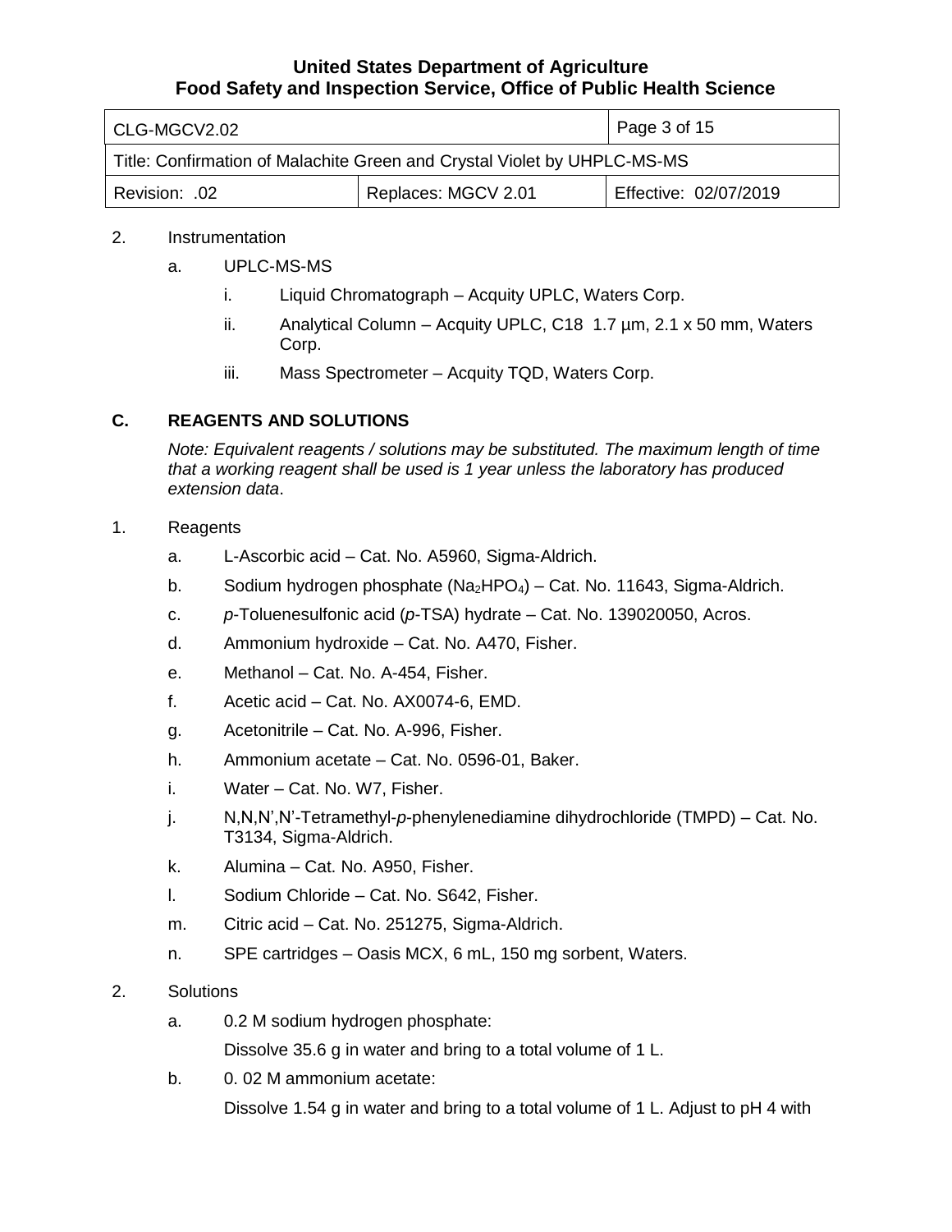2. Instrumentation

   a. UPLC-MS-MS

      i. Liquid Chromatograph – Acquity UPLC, Waters Corp.

      ii. Analytical Column – Acquity UPLC, C18 1.7 µm, 2.1 x 50 mm, Waters Corp.

      iii. Mass Spectrometer – Acquity TQD, Waters Corp.

## C. REAGENTS AND SOLUTIONS

*Note: Equivalent reagents / solutions may be substituted. The maximum length of time that a working reagent shall be used is 1 year unless the laboratory has produced extension data*.

1. Reagents

   a. L-Ascorbic acid – Cat. No. A5960, Sigma-Aldrich.

   b. Sodium hydrogen phosphate ($Na_2HPO_4$) – Cat. No. 11643, Sigma-Aldrich.

   c. *p*-Toluenesulfonic acid (*p*-TSA) hydrate – Cat. No. 139020050, Acros.

   d. Ammonium hydroxide – Cat. No. A470, Fisher.

   e. Methanol – Cat. No. A-454, Fisher.

   f. Acetic acid – Cat. No. AX0074-6, EMD.

   g. Acetonitrile – Cat. No. A-996, Fisher.

   h. Ammonium acetate – Cat. No. 0596-01, Baker.

   i. Water – Cat. No. W7, Fisher.

   j. N,N,N',N'-Tetramethyl-*p*-phenylenediamine dihydrochloride (TMPD) – Cat. No. T3134, Sigma-Aldrich.

   k. Alumina – Cat. No. A950, Fisher.

   l. Sodium Chloride – Cat. No. S642, Fisher.

   m. Citric acid – Cat. No. 251275, Sigma-Aldrich.

   n. SPE cartridges – Oasis MCX, 6 mL, 150 mg sorbent, Waters.

2. Solutions

   a. 0.2 M sodium hydrogen phosphate:

      Dissolve 35.6 g in water and bring to a total volume of 1 L.

   b. 0. 02 M ammonium acetate:

      Dissolve 1.54 g in water and bring to a total volume of 1 L. Adjust to pH 4 with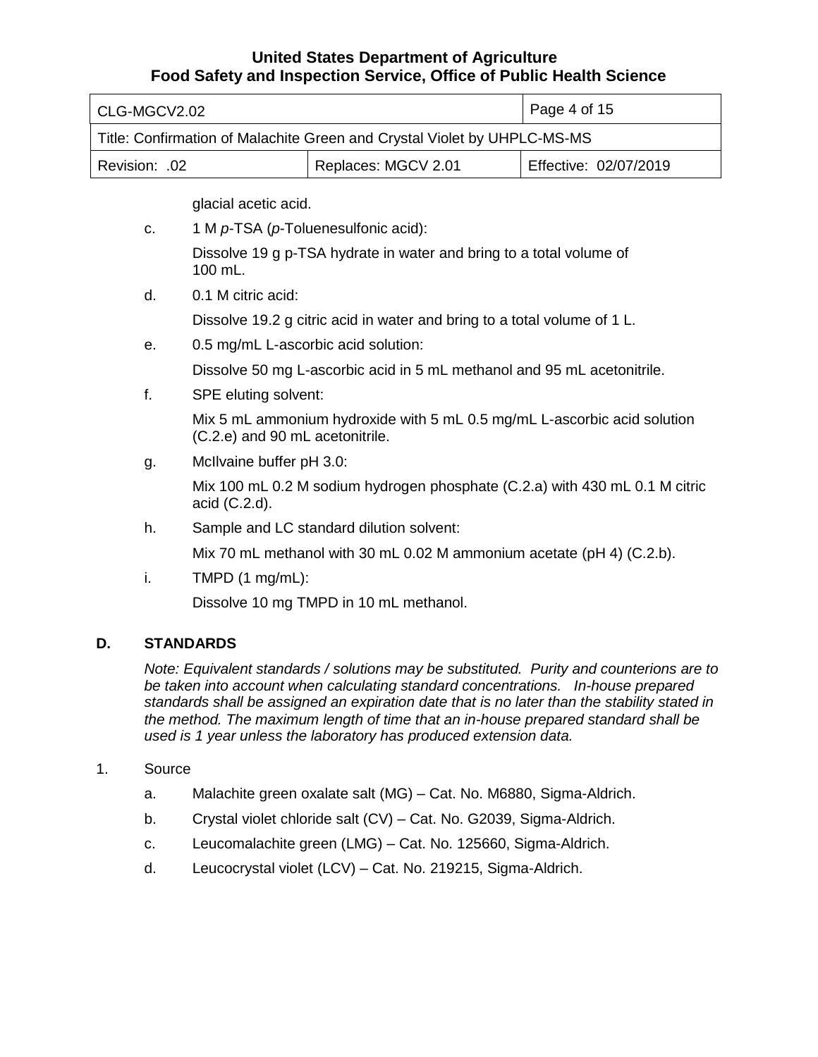glacial acetic acid.

c. 1 M *p*-TSA (*p*-Toluenesulfonic acid):

   Dissolve 19 g p-TSA hydrate in water and bring to a total volume of 100 mL.

d. 0.1 M citric acid:

   Dissolve 19.2 g citric acid in water and bring to a total volume of 1 L.

e. 0.5 mg/mL L-ascorbic acid solution:

   Dissolve 50 mg L-ascorbic acid in 5 mL methanol and 95 mL acetonitrile.

f. SPE eluting solvent:

   Mix 5 mL ammonium hydroxide with 5 mL 0.5 mg/mL L-ascorbic acid solution (C.2.e) and 90 mL acetonitrile.

g. McIlvaine buffer pH 3.0:

   Mix 100 mL 0.2 M sodium hydrogen phosphate (C.2.a) with 430 mL 0.1 M citric acid (C.2.d).

h. Sample and LC standard dilution solvent:

   Mix 70 mL methanol with 30 mL 0.02 M ammonium acetate (pH 4) (C.2.b).

i. TMPD (1 mg/mL):

   Dissolve 10 mg TMPD in 10 mL methanol.

## D. STANDARDS

*Note: Equivalent standards / solutions may be substituted. Purity and counterions are to be taken into account when calculating standard concentrations. In-house prepared standards shall be assigned an expiration date that is no later than the stability stated in the method. The maximum length of time that an in-house prepared standard shall be used is 1 year unless the laboratory has produced extension data.*

1. Source

   a. Malachite green oxalate salt (MG) – Cat. No. M6880, Sigma-Aldrich.

   b. Crystal violet chloride salt (CV) – Cat. No. G2039, Sigma-Aldrich.

   c. Leucomalachite green (LMG) – Cat. No. 125660, Sigma-Aldrich.

   d. Leucocrystal violet (LCV) – Cat. No. 219215, Sigma-Aldrich.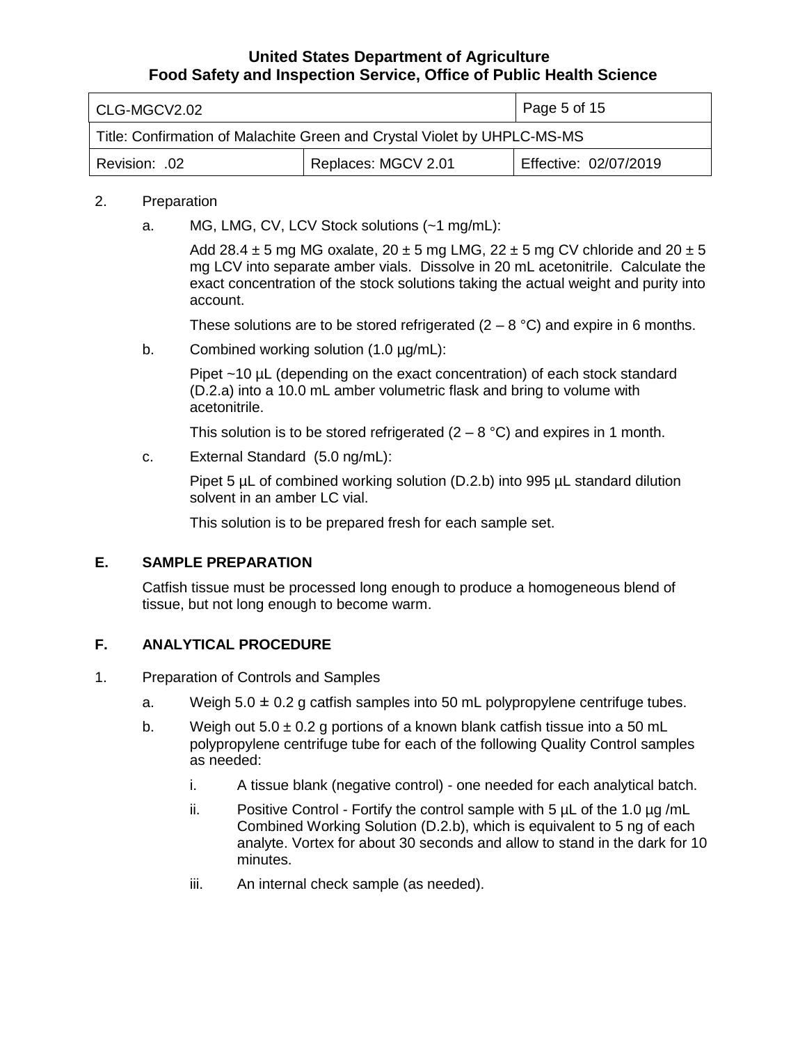2. Preparation

   a. MG, LMG, CV, LCV Stock solutions (~1 mg/mL):

      Add 28.4 ± 5 mg MG oxalate, 20 ± 5 mg LMG, 22 ± 5 mg CV chloride and 20 ± 5 mg LCV into separate amber vials. Dissolve in 20 mL acetonitrile. Calculate the exact concentration of the stock solutions taking the actual weight and purity into account.

      These solutions are to be stored refrigerated (2 – 8 °C) and expire in 6 months.

   b. Combined working solution (1.0 µg/mL):

      Pipet ~10 µL (depending on the exact concentration) of each stock standard (D.2.a) into a 10.0 mL amber volumetric flask and bring to volume with acetonitrile.

      This solution is to be stored refrigerated (2 – 8 °C) and expires in 1 month.

   c. External Standard (5.0 ng/mL):

      Pipet 5 µL of combined working solution (D.2.b) into 995 µL standard dilution solvent in an amber LC vial.

      This solution is to be prepared fresh for each sample set.

## E. SAMPLE PREPARATION

Catfish tissue must be processed long enough to produce a homogeneous blend of tissue, but not long enough to become warm.

## F. ANALYTICAL PROCEDURE

1. Preparation of Controls and Samples

   a. Weigh 5.0 ± 0.2 g catfish samples into 50 mL polypropylene centrifuge tubes.

   b. Weigh out 5.0 ± 0.2 g portions of a known blank catfish tissue into a 50 mL polypropylene centrifuge tube for each of the following Quality Control samples as needed:

      i. A tissue blank (negative control) - one needed for each analytical batch.

      ii. Positive Control - Fortify the control sample with 5 µL of the 1.0 µg /mL Combined Working Solution (D.2.b), which is equivalent to 5 ng of each analyte. Vortex for about 30 seconds and allow to stand in the dark for 10 minutes.

      iii. An internal check sample (as needed).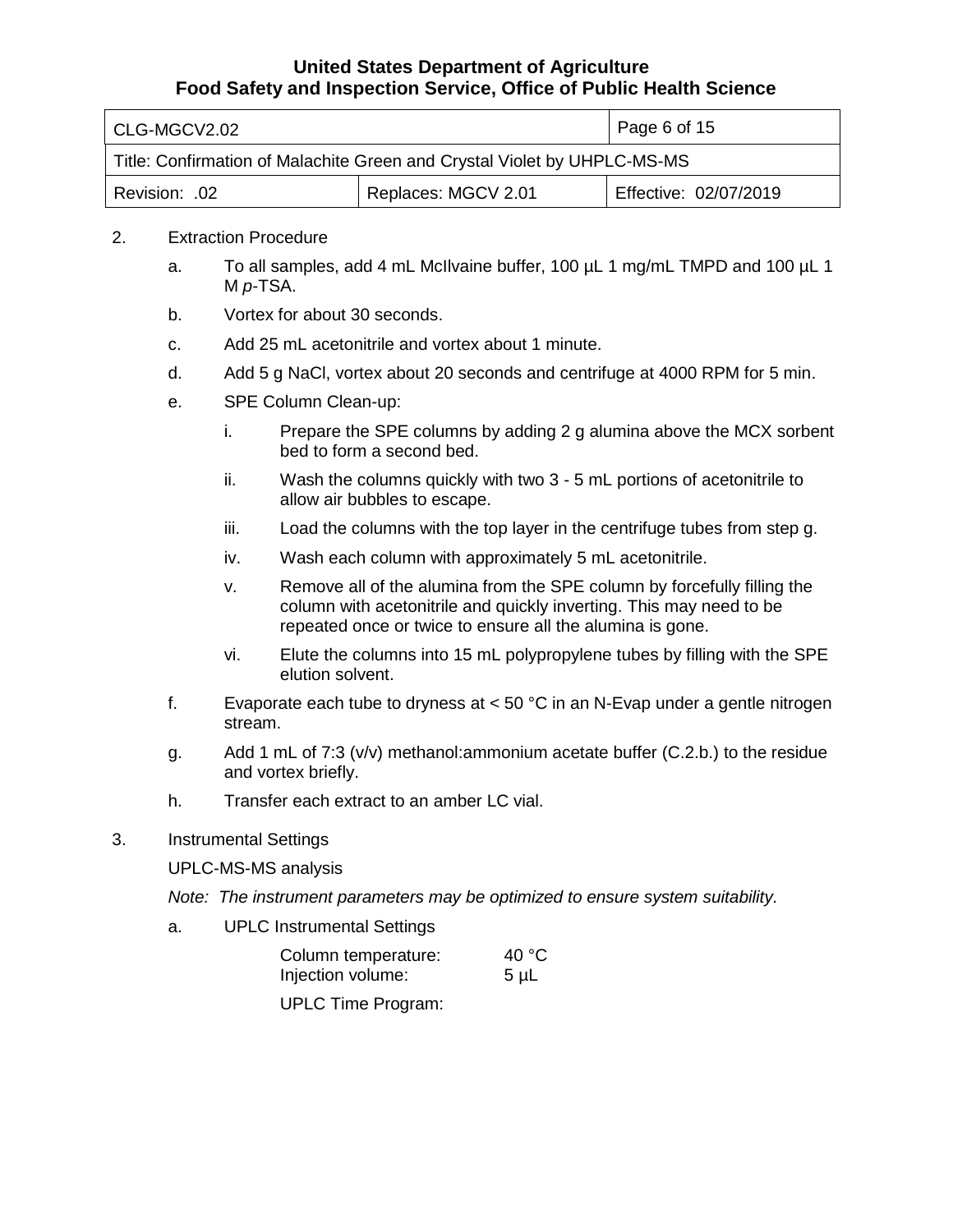2. Extraction Procedure

   a. To all samples, add 4 mL McIlvaine buffer, 100 µL 1 mg/mL TMPD and 100 µL 1 M *p*-TSA.

   b. Vortex for about 30 seconds.

   c. Add 25 mL acetonitrile and vortex about 1 minute.

   d. Add 5 g NaCl, vortex about 20 seconds and centrifuge at 4000 RPM for 5 min.

   e. SPE Column Clean-up:

      i. Prepare the SPE columns by adding 2 g alumina above the MCX sorbent bed to form a second bed.

      ii. Wash the columns quickly with two 3 - 5 mL portions of acetonitrile to allow air bubbles to escape.

      iii. Load the columns with the top layer in the centrifuge tubes from step g.

      iv. Wash each column with approximately 5 mL acetonitrile.

      v. Remove all of the alumina from the SPE column by forcefully filling the column with acetonitrile and quickly inverting. This may need to be repeated once or twice to ensure all the alumina is gone.

      vi. Elute the columns into 15 mL polypropylene tubes by filling with the SPE elution solvent.

   f. Evaporate each tube to dryness at < 50 °C in an N-Evap under a gentle nitrogen stream.

   g. Add 1 mL of 7:3 (v/v) methanol:ammonium acetate buffer (C.2.b.) to the residue and vortex briefly.

   h. Transfer each extract to an amber LC vial.

3. Instrumental Settings

   UPLC-MS-MS analysis

   *Note: The instrument parameters may be optimized to ensure system suitability.*

   a. UPLC Instrumental Settings

      Column temperature: 40 °C
      Injection volume: 5 µL

      UPLC Time Program: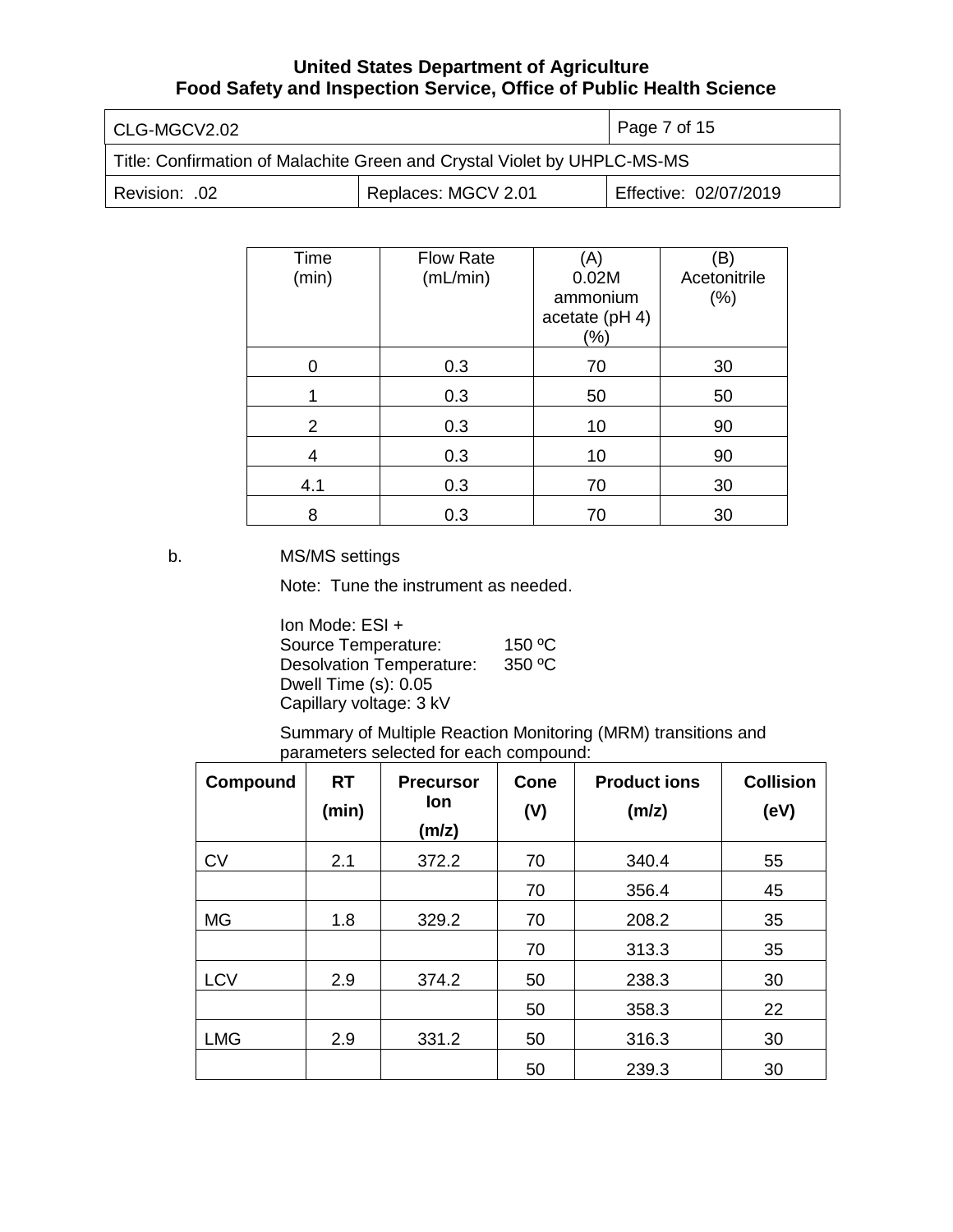| Time (min) | Flow Rate (mL/min) | (A) 0.02M ammonium acetate (pH 4) (%) | (B) Acetonitrile (%) |
|---|---|---|---|
| 0 | 0.3 | 70 | 30 |
| 1 | 0.3 | 50 | 50 |
| 2 | 0.3 | 10 | 90 |
| 4 | 0.3 | 10 | 90 |
| 4.1 | 0.3 | 70 | 30 |
| 8 | 0.3 | 70 | 30 |

b. MS/MS settings

Note: Tune the instrument as needed.

Ion Mode: ESI +
Source Temperature: 150 ºC
Desolvation Temperature: 350 ºC
Dwell Time (s): 0.05
Capillary voltage: 3 kV

Summary of Multiple Reaction Monitoring (MRM) transitions and parameters selected for each compound:

| Compound | RT (min) | Precursor Ion (m/z) | Cone (V) | Product ions (m/z) | Collision (eV) |
|---|---|---|---|---|---|
| CV | 2.1 | 372.2 | 70 | 340.4 | 55 |
| | | | 70 | 356.4 | 45 |
| MG | 1.8 | 329.2 | 70 | 208.2 | 35 |
| | | | 70 | 313.3 | 35 |
| LCV | 2.9 | 374.2 | 50 | 238.3 | 30 |
| | | | 50 | 358.3 | 22 |
| LMG | 2.9 | 331.2 | 50 | 316.3 | 30 |
| | | | 50 | 239.3 | 30 |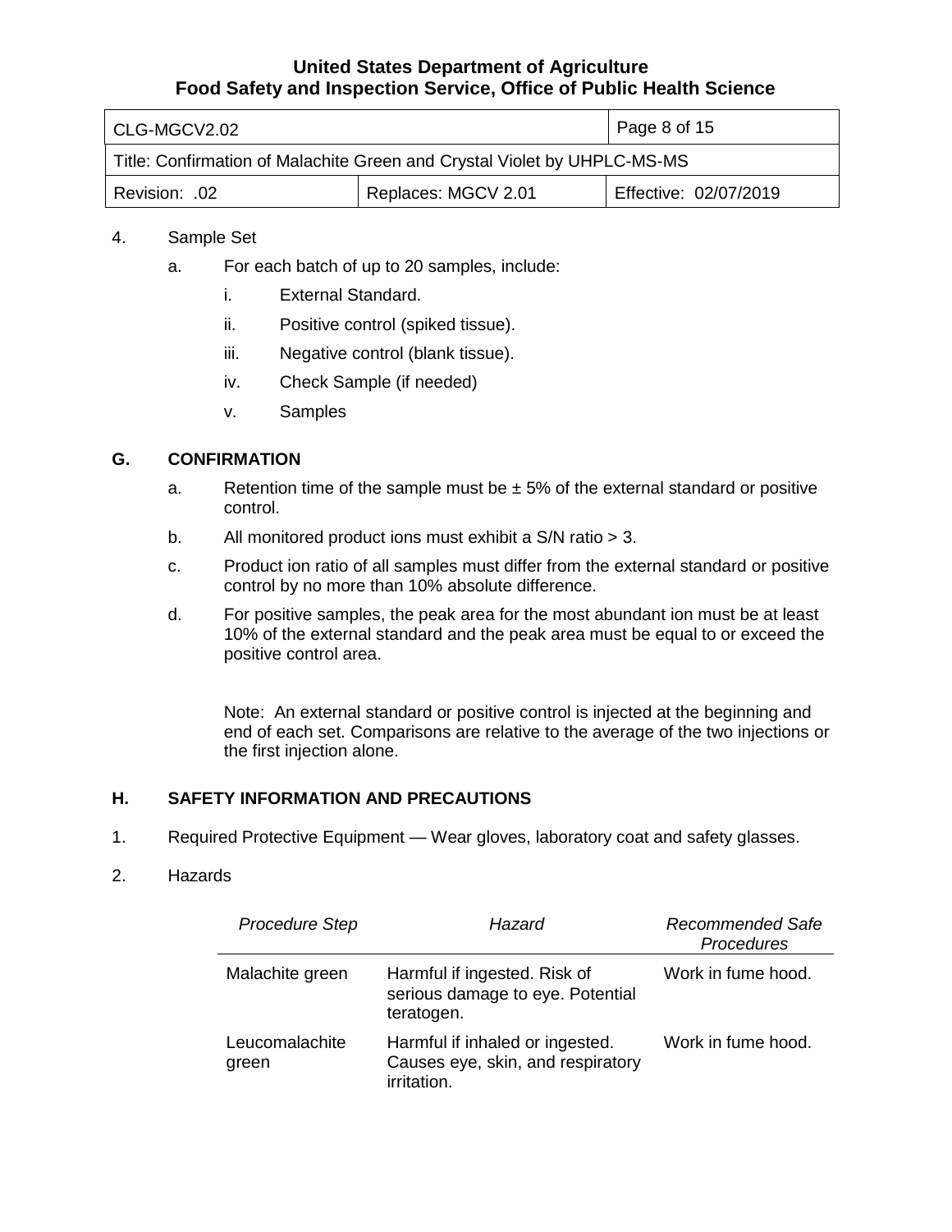4. Sample Set

   a. For each batch of up to 20 samples, include:

      i. External Standard.

      ii. Positive control (spiked tissue).

      iii. Negative control (blank tissue).

      iv. Check Sample (if needed)

      v. Samples

## G. CONFIRMATION

a. Retention time of the sample must be ± 5% of the external standard or positive control.

b. All monitored product ions must exhibit a S/N ratio > 3.

c. Product ion ratio of all samples must differ from the external standard or positive control by no more than 10% absolute difference.

d. For positive samples, the peak area for the most abundant ion must be at least 10% of the external standard and the peak area must be equal to or exceed the positive control area.

Note: An external standard or positive control is injected at the beginning and end of each set. Comparisons are relative to the average of the two injections or the first injection alone.

## H. SAFETY INFORMATION AND PRECAUTIONS

1. Required Protective Equipment — Wear gloves, laboratory coat and safety glasses.

2. Hazards

| *Procedure Step* | *Hazard* | *Recommended Safe Procedures* |
|---|---|---|
| Malachite green | Harmful if ingested. Risk of serious damage to eye. Potential teratogen. | Work in fume hood. |
| Leucomalachite green | Harmful if inhaled or ingested. Causes eye, skin, and respiratory irritation. | Work in fume hood. |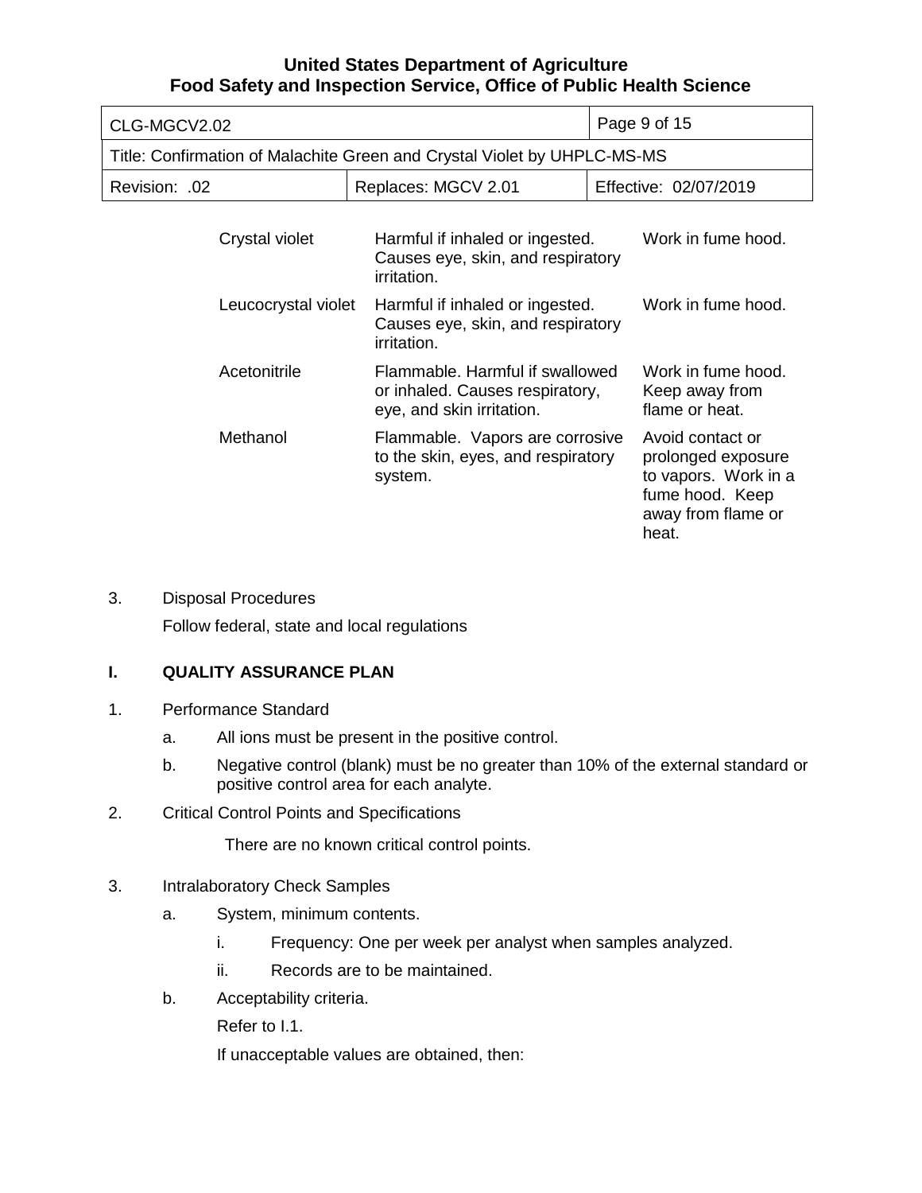| | | |
|---|---|---|
| Crystal violet | Harmful if inhaled or ingested. Causes eye, skin, and respiratory irritation. | Work in fume hood. |
| Leucocrystal violet | Harmful if inhaled or ingested. Causes eye, skin, and respiratory irritation. | Work in fume hood. |
| Acetonitrile | Flammable. Harmful if swallowed or inhaled. Causes respiratory, eye, and skin irritation. | Work in fume hood. Keep away from flame or heat. |
| Methanol | Flammable. Vapors are corrosive to the skin, eyes, and respiratory system. | Avoid contact or prolonged exposure to vapors. Work in a fume hood. Keep away from flame or heat. |

3. Disposal Procedures

   Follow federal, state and local regulations

## I. QUALITY ASSURANCE PLAN

1. Performance Standard
   a. All ions must be present in the positive control.
   b. Negative control (blank) must be no greater than 10% of the external standard or positive control area for each analyte.
2. Critical Control Points and Specifications

   There are no known critical control points.

3. Intralaboratory Check Samples
   a. System, minimum contents.
      i. Frequency: One per week per analyst when samples analyzed.
      ii. Records are to be maintained.
   b. Acceptability criteria.

      Refer to I.1.

      If unacceptable values are obtained, then: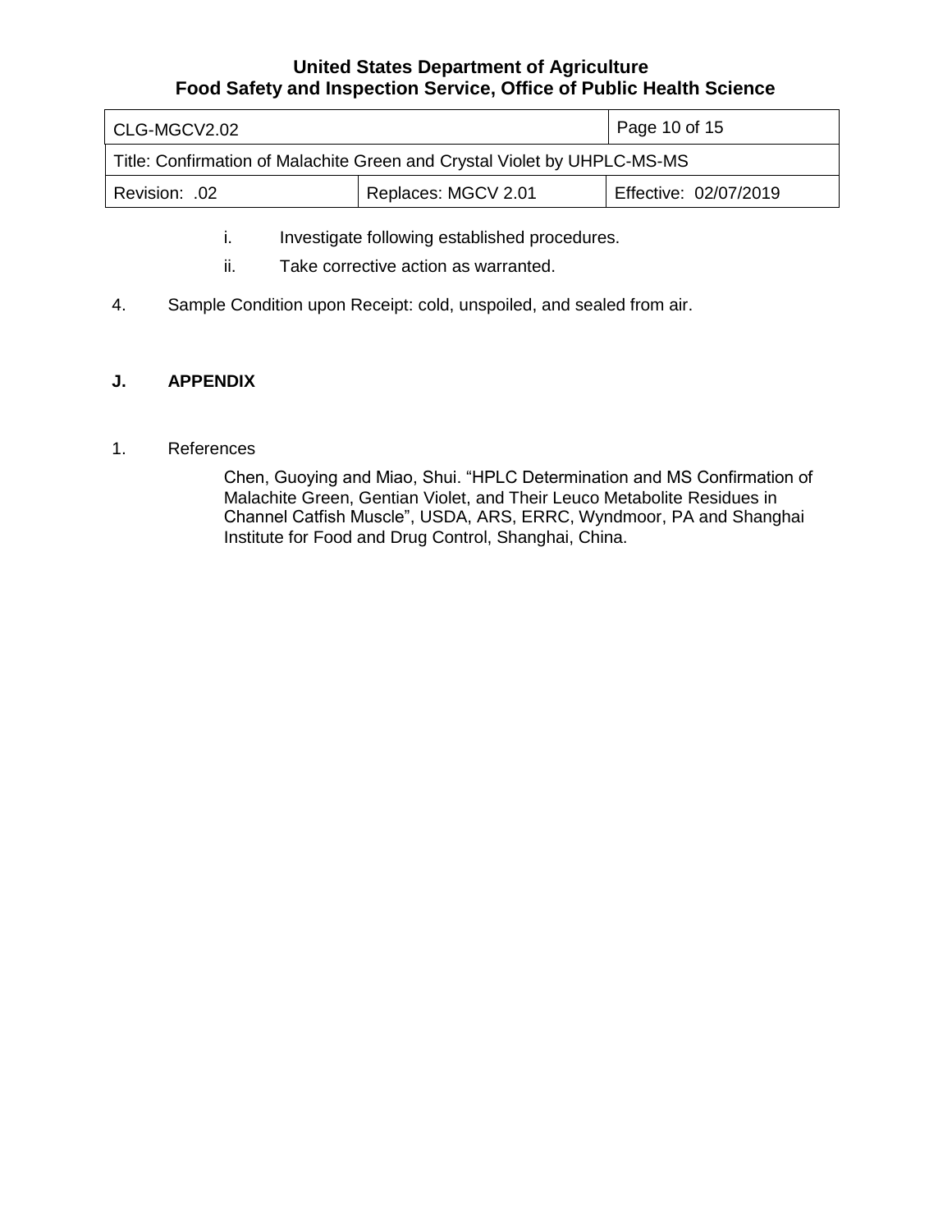i. Investigate following established procedures.

ii. Take corrective action as warranted.

4. Sample Condition upon Receipt: cold, unspoiled, and sealed from air.

## J. APPENDIX

1. References

   Chen, Guoying and Miao, Shui. "HPLC Determination and MS Confirmation of Malachite Green, Gentian Violet, and Their Leuco Metabolite Residues in Channel Catfish Muscle", USDA, ARS, ERRC, Wyndmoor, PA and Shanghai Institute for Food and Drug Control, Shanghai, China.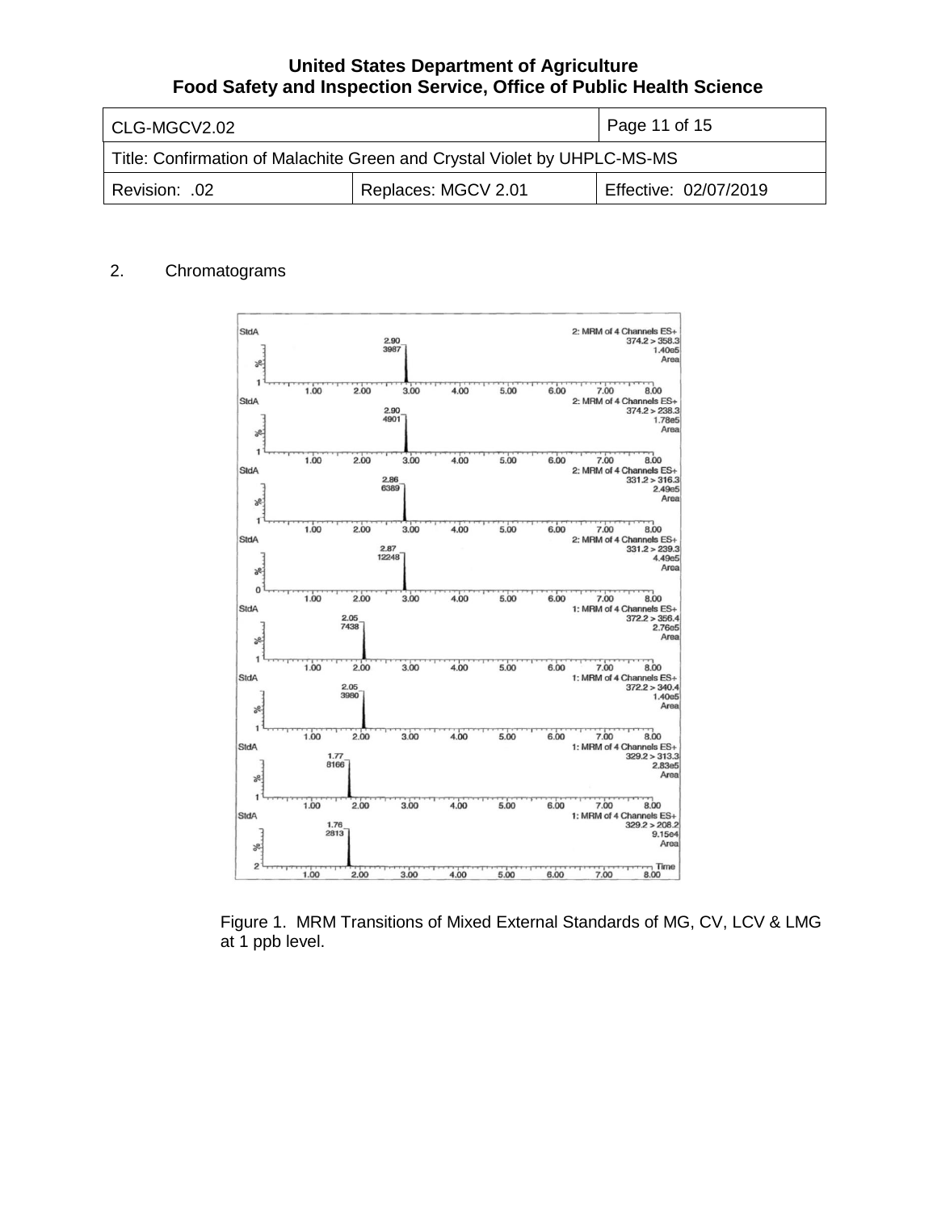2. Chromatograms

Figure 1. MRM Transitions of Mixed External Standards of MG, CV, LCV & LMG at 1 ppb level.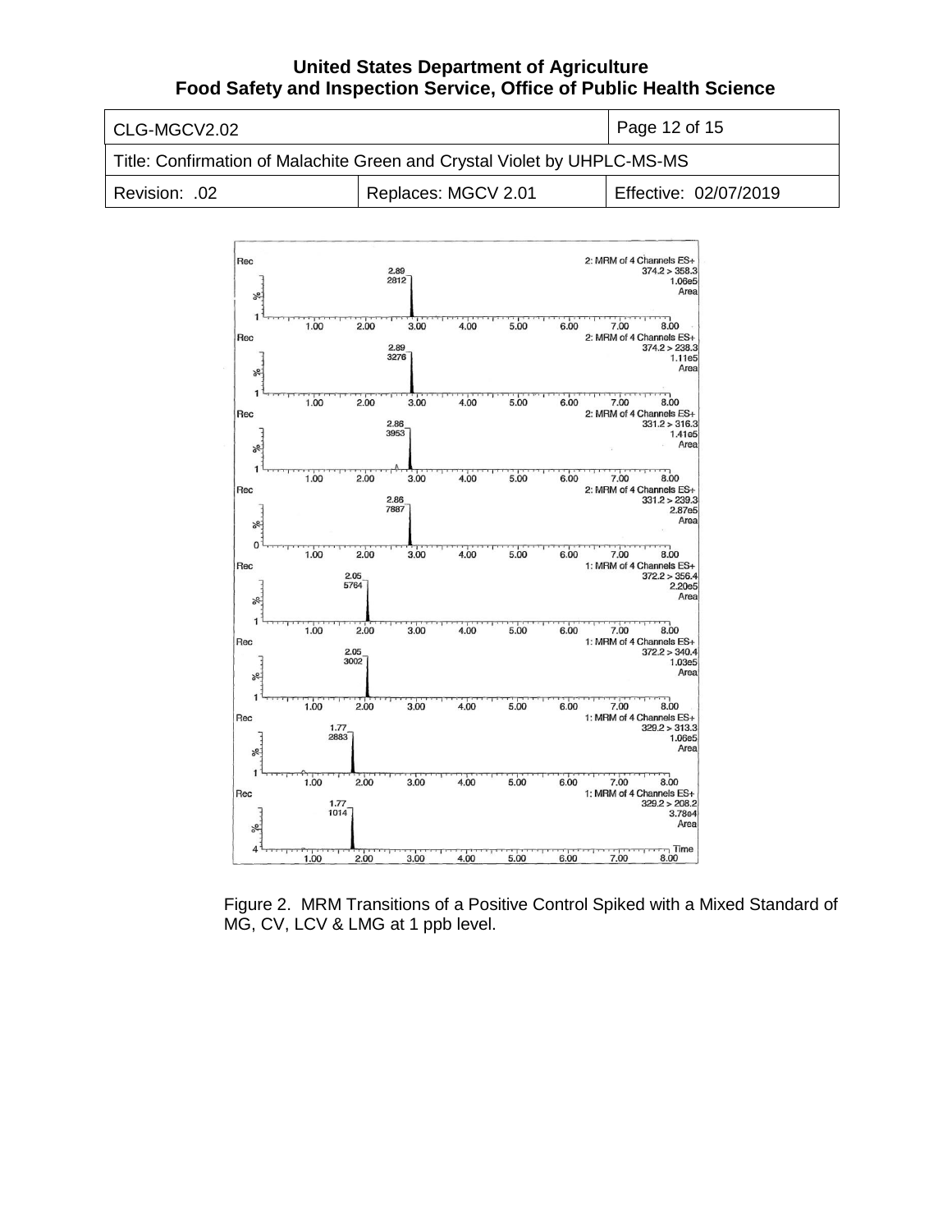Figure 2. MRM Transitions of a Positive Control Spiked with a Mixed Standard of MG, CV, LCV & LMG at 1 ppb level.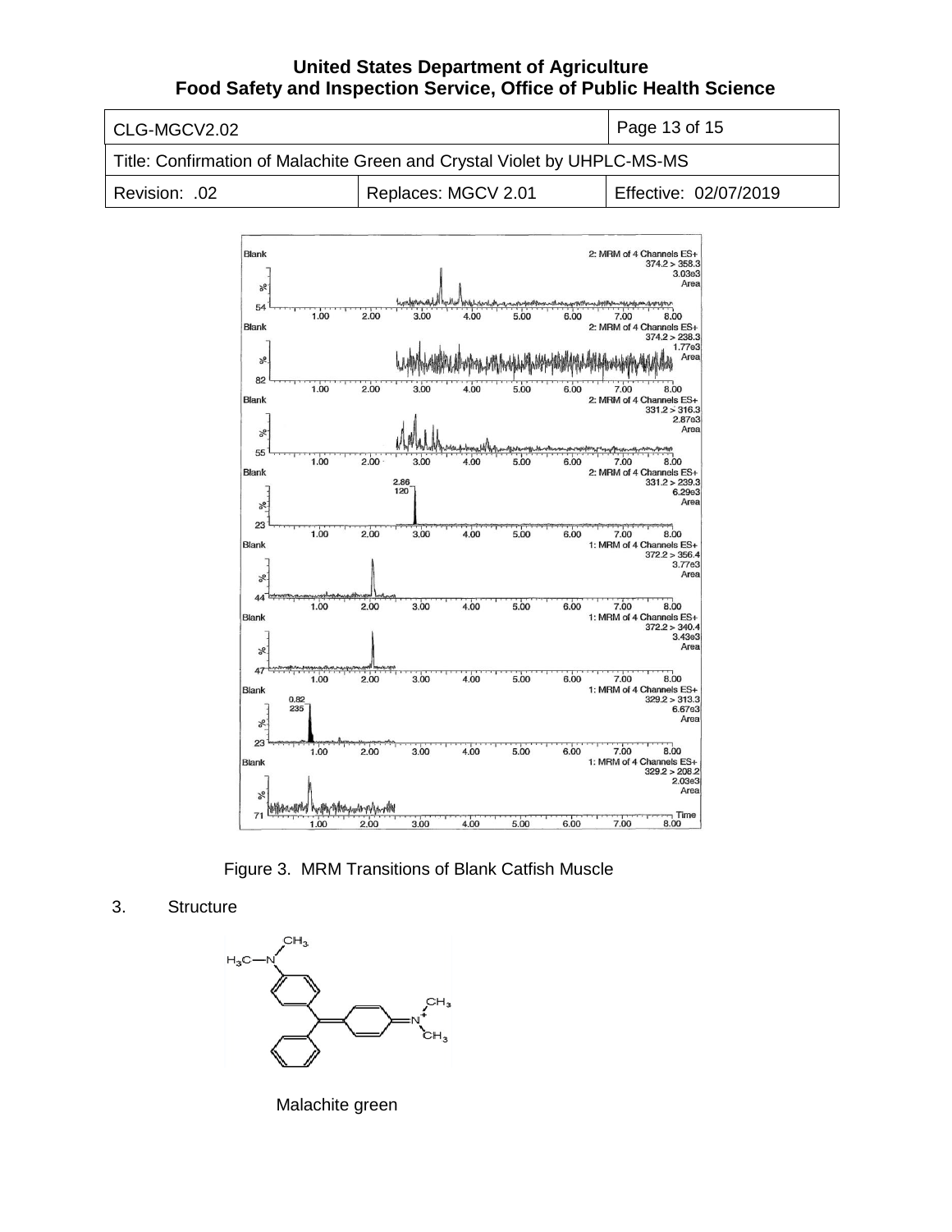Figure 3. MRM Transitions of Blank Catfish Muscle

3. Structure

Malachite green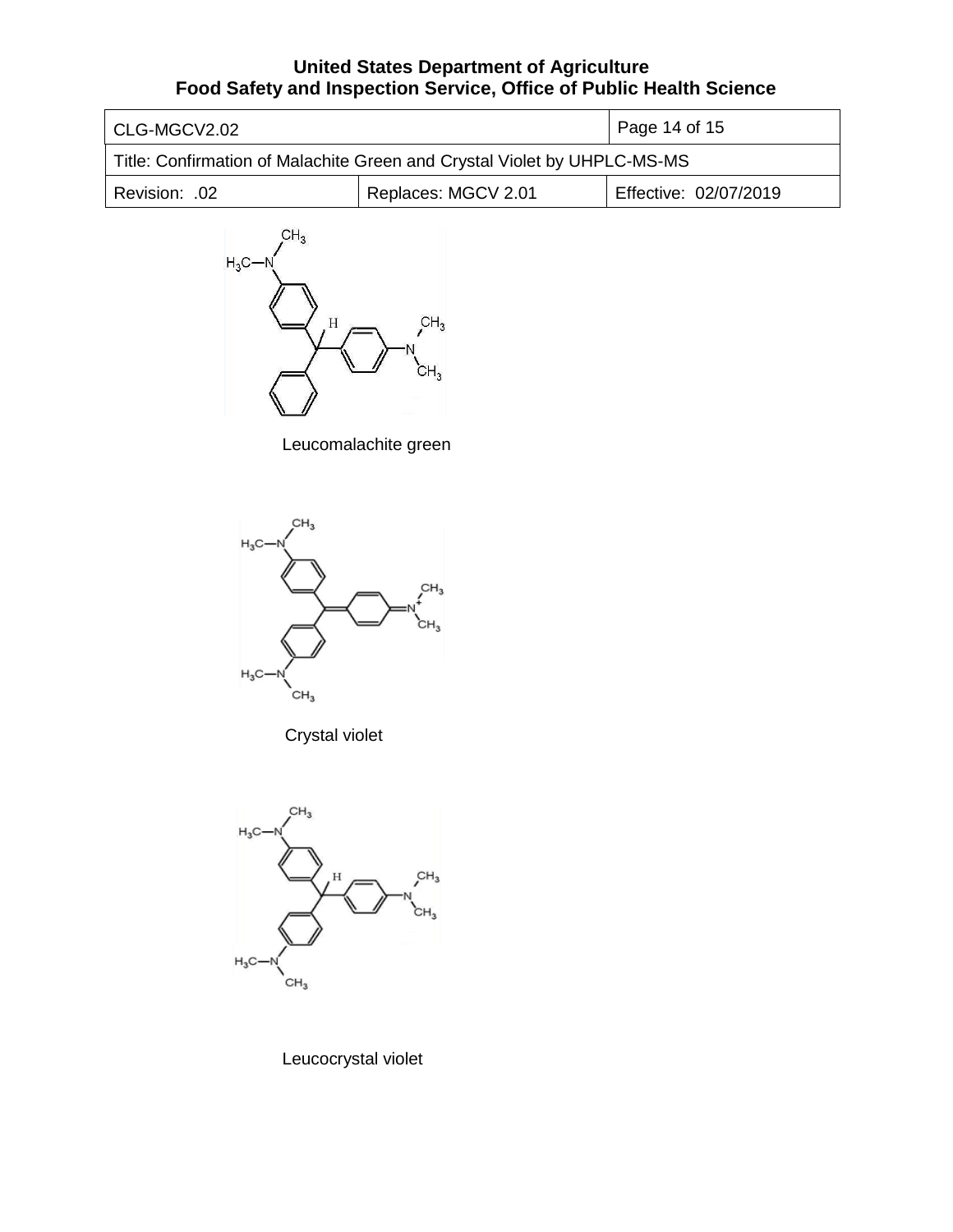Leucomalachite green

Crystal violet

Leucocrystal violet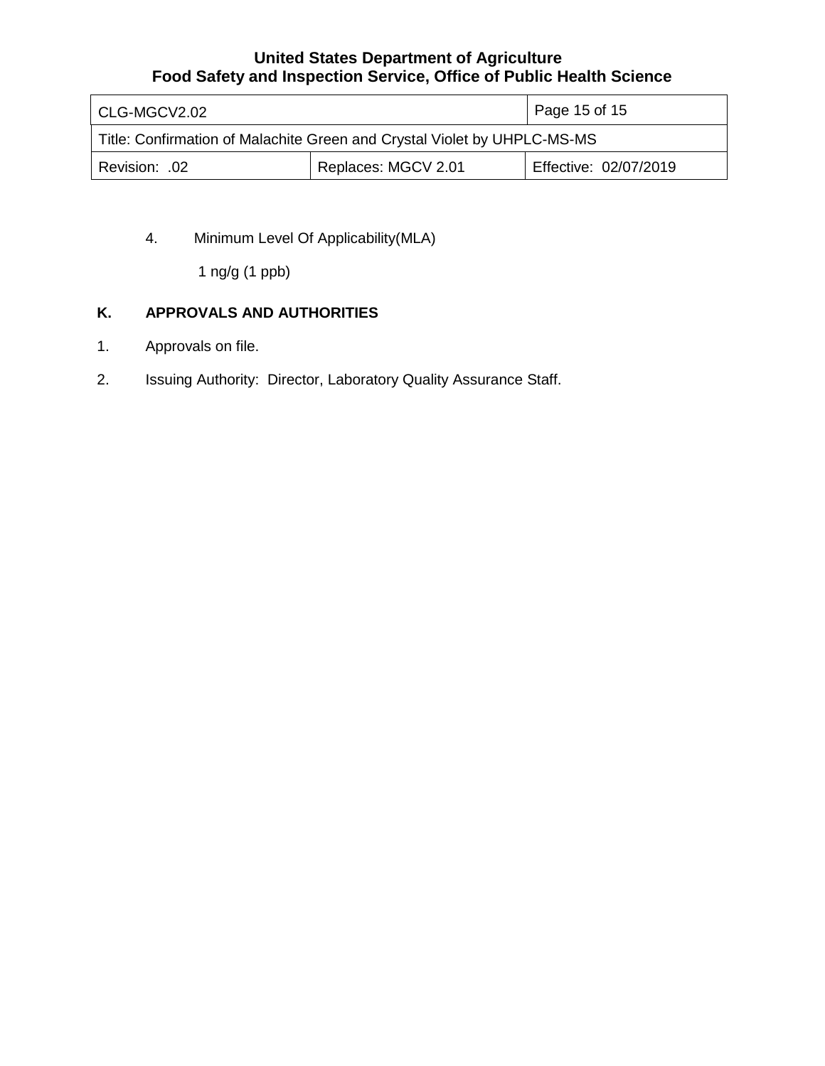4. Minimum Level Of Applicability(MLA)

   1 ng/g (1 ppb)

## K. APPROVALS AND AUTHORITIES

1. Approvals on file.
2. Issuing Authority: Director, Laboratory Quality Assurance Staff.